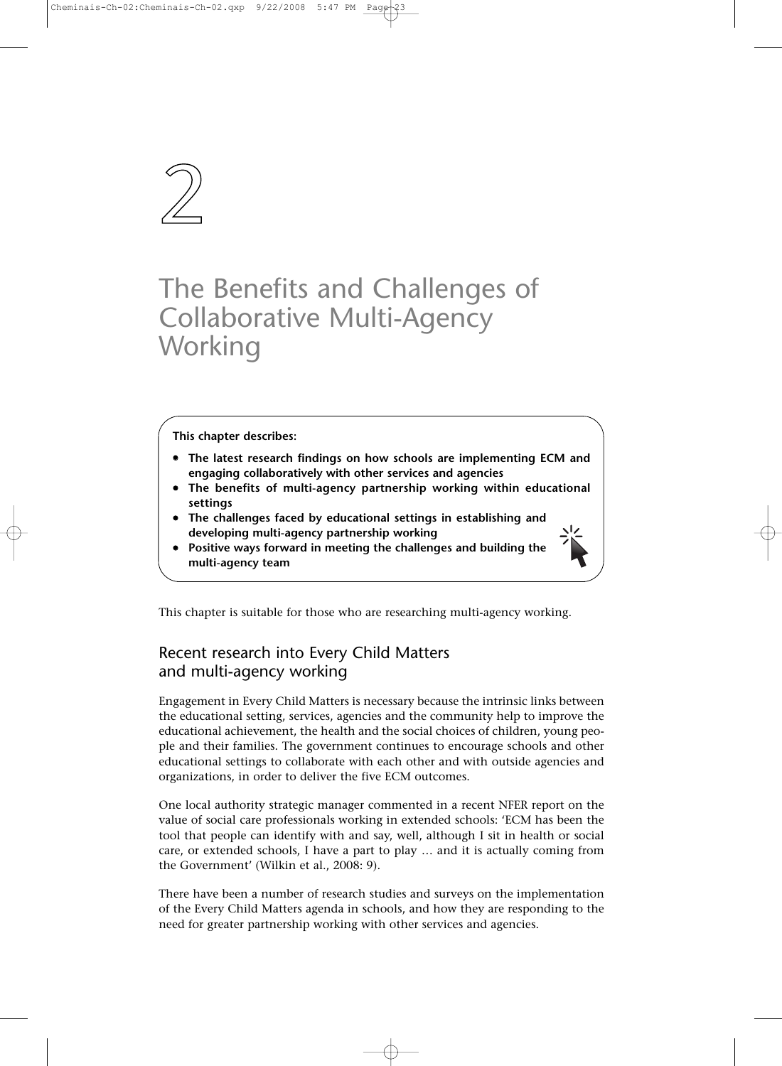# 2

# The Benefits and Challenges of Collaborative Multi-Agency Working

**This chapter describes:**

- **The latest research findings on how schools are implementing ECM and engaging collaboratively with other services and agencies**
- **The benefits of multi-agency partnership working within educational settings**
- **The challenges faced by educational settings in establishing and developing multi-agency partnership working**
- **Positive ways forward in meeting the challenges and building the multi-agency team**

This chapter is suitable for those who are researching multi-agency working.

## Recent research into Every Child Matters and multi-agency working

Engagement in Every Child Matters is necessary because the intrinsic links between the educational setting, services, agencies and the community help to improve the educational achievement, the health and the social choices of children, young people and their families. The government continues to encourage schools and other educational settings to collaborate with each other and with outside agencies and organizations, in order to deliver the five ECM outcomes.

One local authority strategic manager commented in a recent NFER report on the value of social care professionals working in extended schools: 'ECM has been the tool that people can identify with and say, well, although I sit in health or social care, or extended schools, I have a part to play … and it is actually coming from the Government' (Wilkin et al., 2008: 9).

There have been a number of research studies and surveys on the implementation of the Every Child Matters agenda in schools, and how they are responding to the need for greater partnership working with other services and agencies.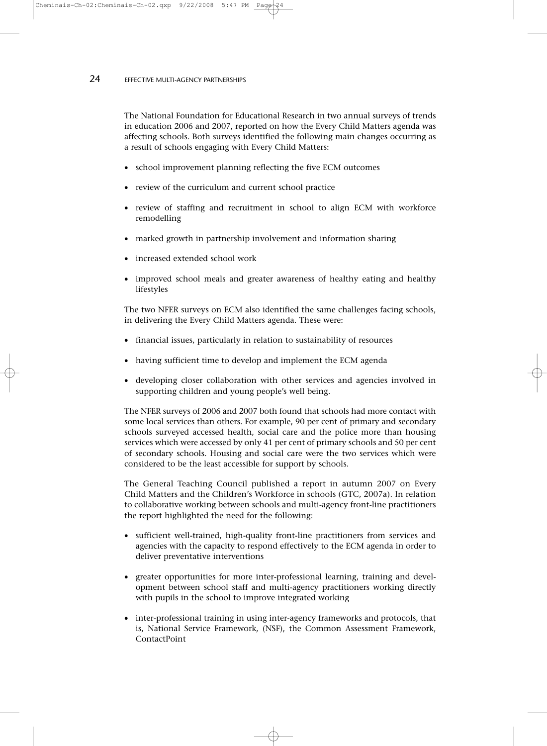The National Foundation for Educational Research in two annual surveys of trends in education 2006 and 2007, reported on how the Every Child Matters agenda was affecting schools. Both surveys identified the following main changes occurring as a result of schools engaging with Every Child Matters:

- school improvement planning reflecting the five ECM outcomes
- review of the curriculum and current school practice
- review of staffing and recruitment in school to align ECM with workforce remodelling
- marked growth in partnership involvement and information sharing
- increased extended school work
- improved school meals and greater awareness of healthy eating and healthy lifestyles

The two NFER surveys on ECM also identified the same challenges facing schools, in delivering the Every Child Matters agenda. These were:

- financial issues, particularly in relation to sustainability of resources
- having sufficient time to develop and implement the ECM agenda
- developing closer collaboration with other services and agencies involved in supporting children and young people's well being.

The NFER surveys of 2006 and 2007 both found that schools had more contact with some local services than others. For example, 90 per cent of primary and secondary schools surveyed accessed health, social care and the police more than housing services which were accessed by only 41 per cent of primary schools and 50 per cent of secondary schools. Housing and social care were the two services which were considered to be the least accessible for support by schools.

The General Teaching Council published a report in autumn 2007 on Every Child Matters and the Children's Workforce in schools (GTC, 2007a). In relation to collaborative working between schools and multi-agency front-line practitioners the report highlighted the need for the following:

- sufficient well-trained, high-quality front-line practitioners from services and agencies with the capacity to respond effectively to the ECM agenda in order to deliver preventative interventions
- greater opportunities for more inter-professional learning, training and development between school staff and multi-agency practitioners working directly with pupils in the school to improve integrated working
- inter-professional training in using inter-agency frameworks and protocols, that is, National Service Framework, (NSF), the Common Assessment Framework, ContactPoint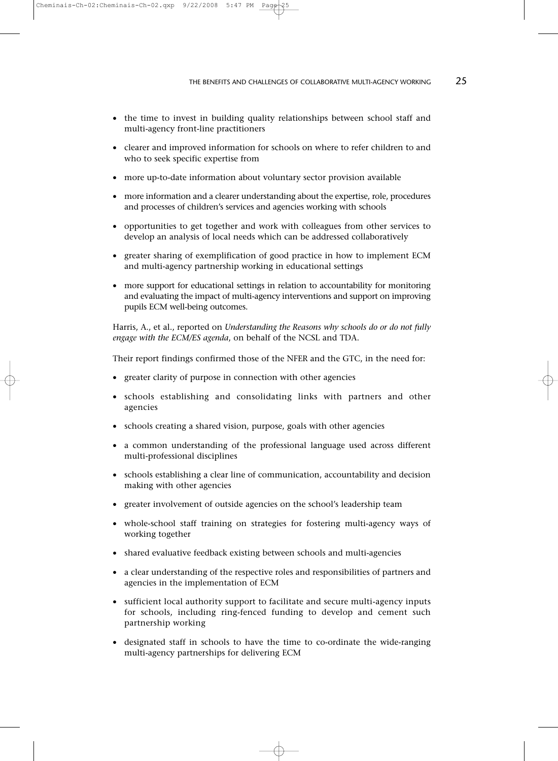- the time to invest in building quality relationships between school staff and multi-agency front-line practitioners
- clearer and improved information for schools on where to refer children to and who to seek specific expertise from
- more up-to-date information about voluntary sector provision available
- more information and a clearer understanding about the expertise, role, procedures and processes of children's services and agencies working with schools
- opportunities to get together and work with colleagues from other services to develop an analysis of local needs which can be addressed collaboratively
- greater sharing of exemplification of good practice in how to implement ECM and multi-agency partnership working in educational settings
- more support for educational settings in relation to accountability for monitoring and evaluating the impact of multi-agency interventions and support on improving pupils ECM well-being outcomes.

Harris, A., et al., reported on *Understanding the Reasons why schools do or do not fully engage with the ECM/ES agenda*, on behalf of the NCSL and TDA.

Their report findings confirmed those of the NFER and the GTC, in the need for:

- greater clarity of purpose in connection with other agencies
- schools establishing and consolidating links with partners and other agencies
- schools creating a shared vision, purpose, goals with other agencies
- a common understanding of the professional language used across different multi-professional disciplines
- schools establishing a clear line of communication, accountability and decision making with other agencies
- greater involvement of outside agencies on the school's leadership team
- whole-school staff training on strategies for fostering multi-agency ways of working together
- shared evaluative feedback existing between schools and multi-agencies
- a clear understanding of the respective roles and responsibilities of partners and agencies in the implementation of ECM
- sufficient local authority support to facilitate and secure multi-agency inputs for schools, including ring-fenced funding to develop and cement such partnership working
- designated staff in schools to have the time to co-ordinate the wide-ranging multi-agency partnerships for delivering ECM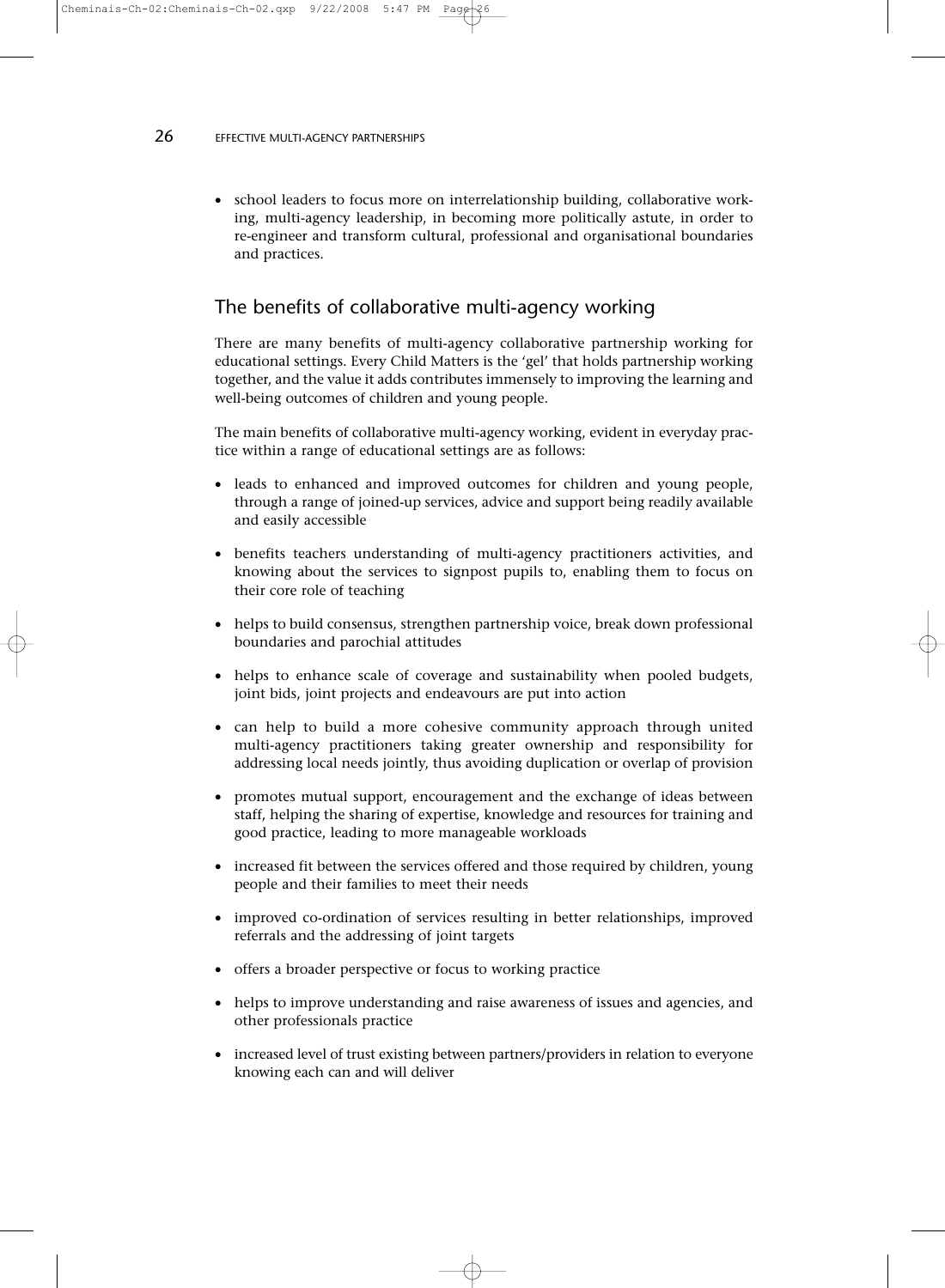- school leaders to focus more on interrelationship building, collaborative working, multi-agency leadership, in becoming more politically astute, in order to re-engineer and transform cultural, professional and organisational boundaries and practices.

## The benefits of collaborative multi-agency working

There are many benefits of multi-agency collaborative partnership working for educational settings. Every Child Matters is the 'gel' that holds partnership working together, and the value it adds contributes immensely to improving the learning and well-being outcomes of children and young people.

The main benefits of collaborative multi-agency working, evident in everyday practice within a range of educational settings are as follows:

- leads to enhanced and improved outcomes for children and young people, through a range of joined-up services, advice and support being readily available and easily accessible
- benefits teachers understanding of multi-agency practitioners activities, and knowing about the services to signpost pupils to, enabling them to focus on their core role of teaching
- helps to build consensus, strengthen partnership voice, break down professional boundaries and parochial attitudes
- helps to enhance scale of coverage and sustainability when pooled budgets, joint bids, joint projects and endeavours are put into action
- can help to build a more cohesive community approach through united multi-agency practitioners taking greater ownership and responsibility for addressing local needs jointly, thus avoiding duplication or overlap of provision
- promotes mutual support, encouragement and the exchange of ideas between staff, helping the sharing of expertise, knowledge and resources for training and good practice, leading to more manageable workloads
- increased fit between the services offered and those required by children, young people and their families to meet their needs
- improved co-ordination of services resulting in better relationships, improved referrals and the addressing of joint targets
- offers a broader perspective or focus to working practice
- helps to improve understanding and raise awareness of issues and agencies, and other professionals practice
- increased level of trust existing between partners/providers in relation to everyone knowing each can and will deliver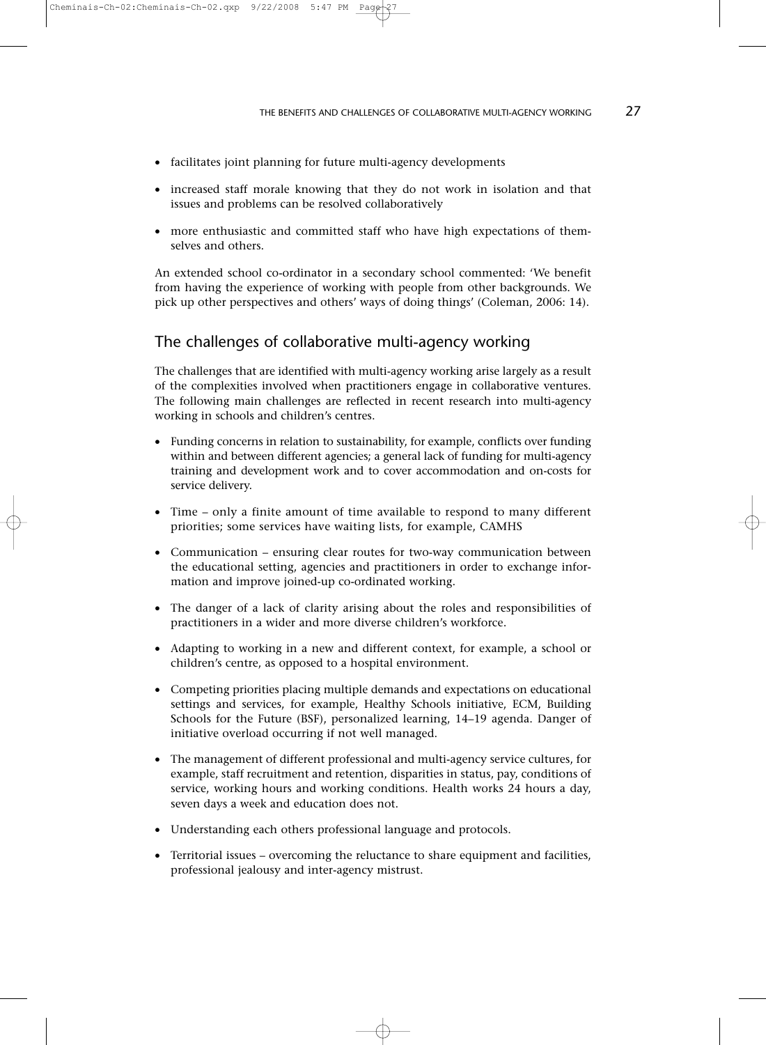- facilitates joint planning for future multi-agency developments
- increased staff morale knowing that they do not work in isolation and that issues and problems can be resolved collaboratively
- more enthusiastic and committed staff who have high expectations of themselves and others.

An extended school co-ordinator in a secondary school commented: 'We benefit from having the experience of working with people from other backgrounds. We pick up other perspectives and others' ways of doing things' (Coleman, 2006: 14).

## The challenges of collaborative multi-agency working

The challenges that are identified with multi-agency working arise largely as a result of the complexities involved when practitioners engage in collaborative ventures. The following main challenges are reflected in recent research into multi-agency working in schools and children's centres.

- Funding concerns in relation to sustainability, for example, conflicts over funding within and between different agencies; a general lack of funding for multi-agency training and development work and to cover accommodation and on-costs for service delivery.
- Time – only a finite amount of time available to respond to many different priorities; some services have waiting lists, for example, CAMHS
- Communication – ensuring clear routes for two-way communication between the educational setting, agencies and practitioners in order to exchange information and improve joined-up co-ordinated working.
- The danger of a lack of clarity arising about the roles and responsibilities of practitioners in a wider and more diverse children's workforce.
- Adapting to working in a new and different context, for example, a school or children's centre, as opposed to a hospital environment.
- Competing priorities placing multiple demands and expectations on educational settings and services, for example, Healthy Schools initiative, ECM, Building Schools for the Future (BSF), personalized learning, 14–19 agenda. Danger of initiative overload occurring if not well managed.
- The management of different professional and multi-agency service cultures, for example, staff recruitment and retention, disparities in status, pay, conditions of service, working hours and working conditions. Health works 24 hours a day, seven days a week and education does not.
- Understanding each others professional language and protocols.
- Territorial issues – overcoming the reluctance to share equipment and facilities, professional jealousy and inter-agency mistrust.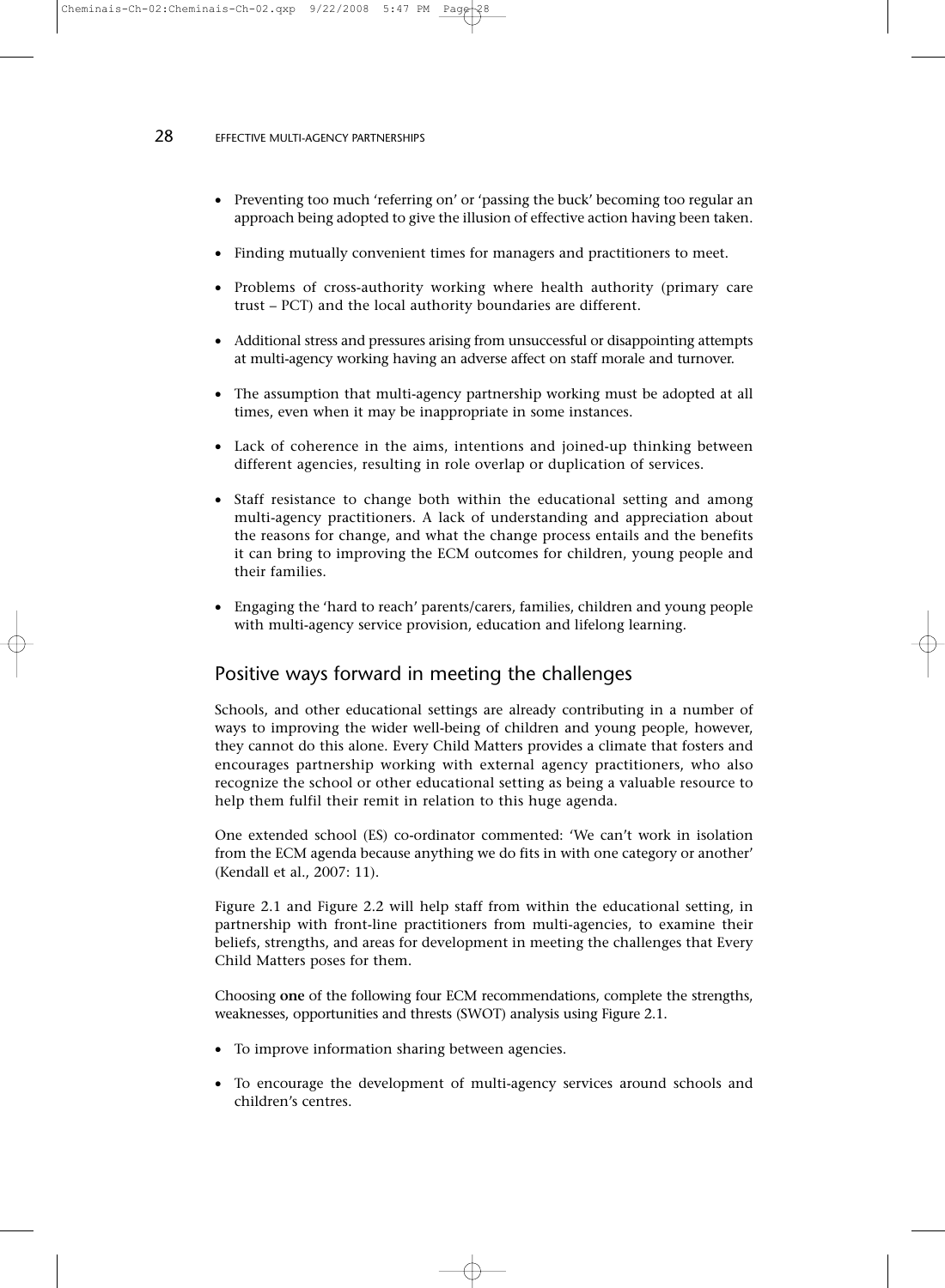- Preventing too much 'referring on' or 'passing the buck' becoming too regular an approach being adopted to give the illusion of effective action having been taken.
- Finding mutually convenient times for managers and practitioners to meet.
- Problems of cross-authority working where health authority (primary care trust – PCT) and the local authority boundaries are different.
- Additional stress and pressures arising from unsuccessful or disappointing attempts at multi-agency working having an adverse affect on staff morale and turnover.
- The assumption that multi-agency partnership working must be adopted at all times, even when it may be inappropriate in some instances.
- Lack of coherence in the aims, intentions and joined-up thinking between different agencies, resulting in role overlap or duplication of services.
- Staff resistance to change both within the educational setting and among multi-agency practitioners. A lack of understanding and appreciation about the reasons for change, and what the change process entails and the benefits it can bring to improving the ECM outcomes for children, young people and their families.
- Engaging the 'hard to reach' parents/carers, families, children and young people with multi-agency service provision, education and lifelong learning.

## Positive ways forward in meeting the challenges

Schools, and other educational settings are already contributing in a number of ways to improving the wider well-being of children and young people, however, they cannot do this alone. Every Child Matters provides a climate that fosters and encourages partnership working with external agency practitioners, who also recognize the school or other educational setting as being a valuable resource to help them fulfil their remit in relation to this huge agenda.

One extended school (ES) co-ordinator commented: 'We can't work in isolation from the ECM agenda because anything we do fits in with one category or another' (Kendall et al., 2007: 11).

Figure 2.1 and Figure 2.2 will help staff from within the educational setting, in partnership with front-line practitioners from multi-agencies, to examine their beliefs, strengths, and areas for development in meeting the challenges that Every Child Matters poses for them.

Choosing **one** of the following four ECM recommendations, complete the strengths, weaknesses, opportunities and thrests (SWOT) analysis using Figure 2.1.

- To improve information sharing between agencies.
- To encourage the development of multi-agency services around schools and children's centres.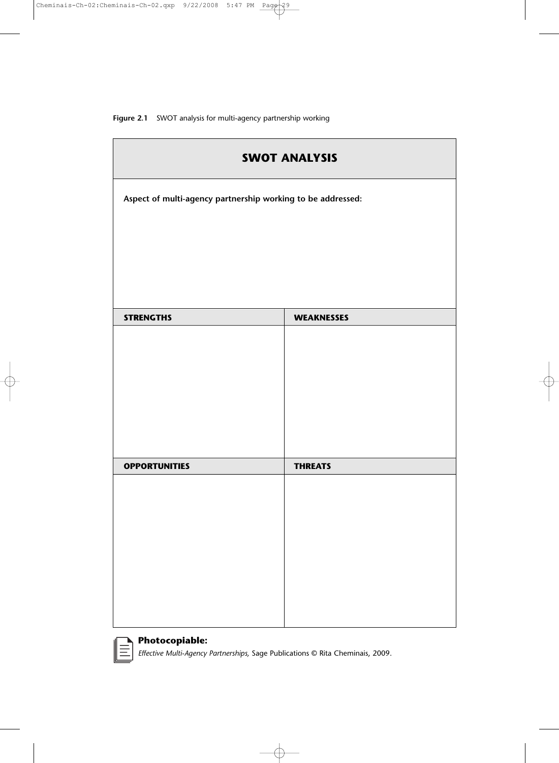**Figure 2.1** SWOT analysis for multi-agency partnership working

## SWOT ANALYSIS

**Aspect of multi-agency partnership working to be addressed:**

| STRENGTHS | WEAKNESSES |
|---|---|
| | |

| OPPORTUNITIES | THREATS |
|---|---|
| | |

**Photocopiable:**
*Effective Multi-Agency Partnerships,* Sage Publications © Rita Cheminais, 2009.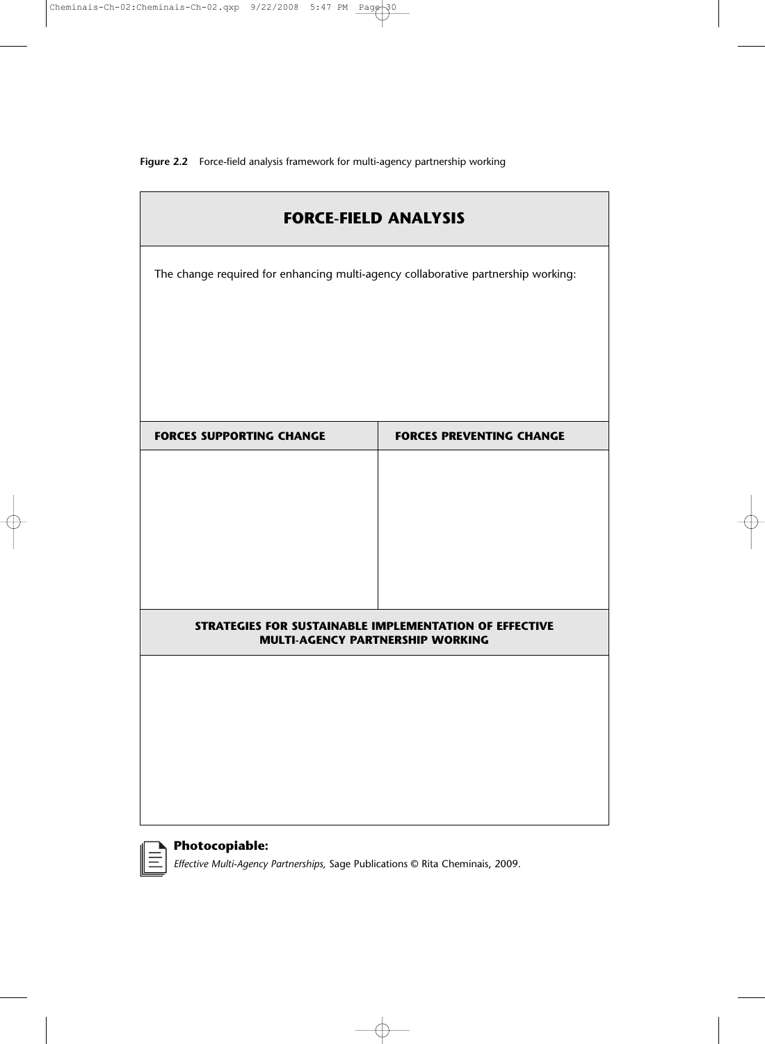**Figure 2.2** Force-field analysis framework for multi-agency partnership working

## FORCE-FIELD ANALYSIS

The change required for enhancing multi-agency collaborative partnership working:

| FORCES SUPPORTING CHANGE | FORCES PREVENTING CHANGE |
| --- | --- |
| | |

**STRATEGIES FOR SUSTAINABLE IMPLEMENTATION OF EFFECTIVE MULTI-AGENCY PARTNERSHIP WORKING**

**Photocopiable:**
*Effective Multi-Agency Partnerships,* Sage Publications © Rita Cheminais, 2009.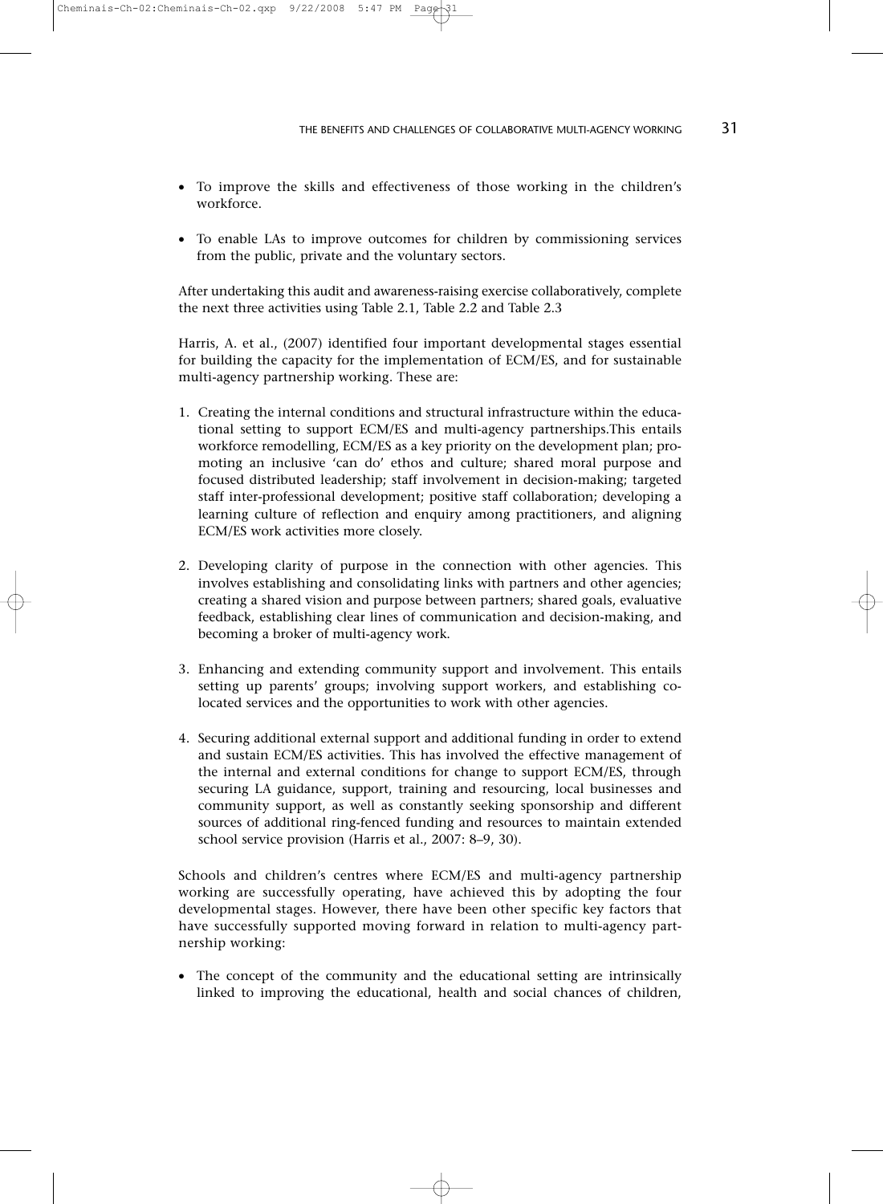- To improve the skills and effectiveness of those working in the children's workforce.

- To enable LAs to improve outcomes for children by commissioning services from the public, private and the voluntary sectors.

After undertaking this audit and awareness-raising exercise collaboratively, complete the next three activities using Table 2.1, Table 2.2 and Table 2.3

Harris, A. et al., (2007) identified four important developmental stages essential for building the capacity for the implementation of ECM/ES, and for sustainable multi-agency partnership working. These are:

1. Creating the internal conditions and structural infrastructure within the educational setting to support ECM/ES and multi-agency partnerships.This entails workforce remodelling, ECM/ES as a key priority on the development plan; promoting an inclusive 'can do' ethos and culture; shared moral purpose and focused distributed leadership; staff involvement in decision-making; targeted staff inter-professional development; positive staff collaboration; developing a learning culture of reflection and enquiry among practitioners, and aligning ECM/ES work activities more closely.

2. Developing clarity of purpose in the connection with other agencies. This involves establishing and consolidating links with partners and other agencies; creating a shared vision and purpose between partners; shared goals, evaluative feedback, establishing clear lines of communication and decision-making, and becoming a broker of multi-agency work.

3. Enhancing and extending community support and involvement. This entails setting up parents' groups; involving support workers, and establishing co-located services and the opportunities to work with other agencies.

4. Securing additional external support and additional funding in order to extend and sustain ECM/ES activities. This has involved the effective management of the internal and external conditions for change to support ECM/ES, through securing LA guidance, support, training and resourcing, local businesses and community support, as well as constantly seeking sponsorship and different sources of additional ring-fenced funding and resources to maintain extended school service provision (Harris et al., 2007: 8–9, 30).

Schools and children's centres where ECM/ES and multi-agency partnership working are successfully operating, have achieved this by adopting the four developmental stages. However, there have been other specific key factors that have successfully supported moving forward in relation to multi-agency partnership working:

- The concept of the community and the educational setting are intrinsically linked to improving the educational, health and social chances of children,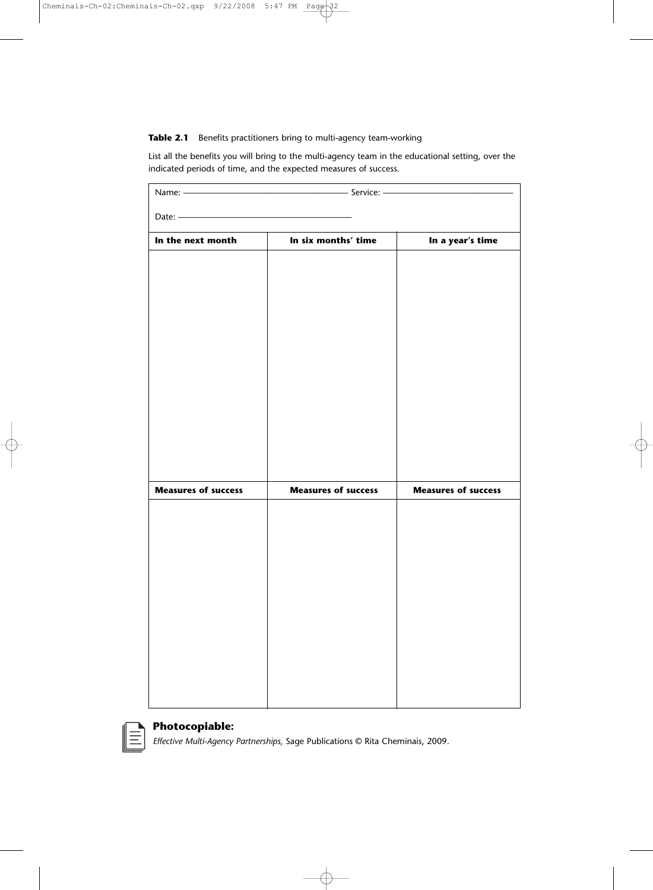**Table 2.1** Benefits practitioners bring to multi-agency team-working

List all the benefits you will bring to the multi-agency team in the educational setting, over the indicated periods of time, and the expected measures of success.

Name: ———————————— Service: ————————————

Date: ————————————

| In the next month | In six months' time | In a year's time |
|---|---|---|
| | | |
| **Measures of success** | **Measures of success** | **Measures of success** |
| | | |

**Photocopiable:**

*Effective Multi-Agency Partnerships,* Sage Publications © Rita Cheminais, 2009.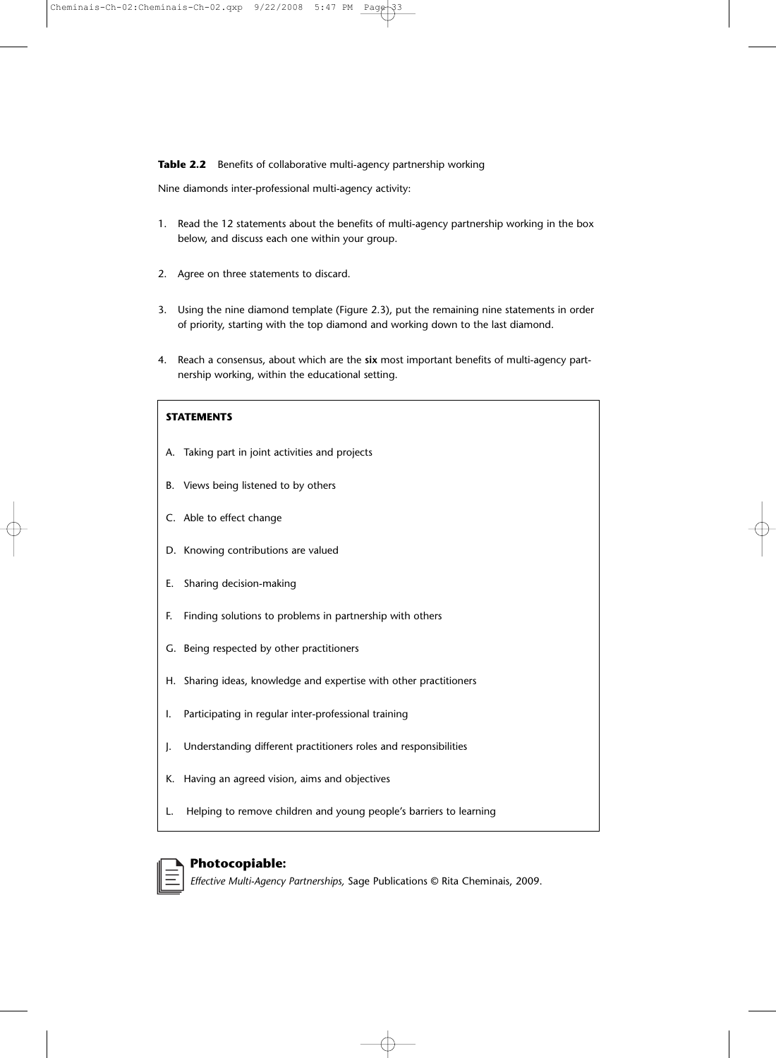**Table 2.2** Benefits of collaborative multi-agency partnership working

Nine diamonds inter-professional multi-agency activity:

1. Read the 12 statements about the benefits of multi-agency partnership working in the box below, and discuss each one within your group.

2. Agree on three statements to discard.

3. Using the nine diamond template (Figure 2.3), put the remaining nine statements in order of priority, starting with the top diamond and working down to the last diamond.

4. Reach a consensus, about which are the **six** most important benefits of multi-agency partnership working, within the educational setting.

**STATEMENTS**

A. Taking part in joint activities and projects

B. Views being listened to by others

C. Able to effect change

D. Knowing contributions are valued

E. Sharing decision-making

F. Finding solutions to problems in partnership with others

G. Being respected by other practitioners

H. Sharing ideas, knowledge and expertise with other practitioners

I. Participating in regular inter-professional training

J. Understanding different practitioners roles and responsibilities

K. Having an agreed vision, aims and objectives

L. Helping to remove children and young people's barriers to learning

**Photocopiable:**
*Effective Multi-Agency Partnerships,* Sage Publications © Rita Cheminais, 2009.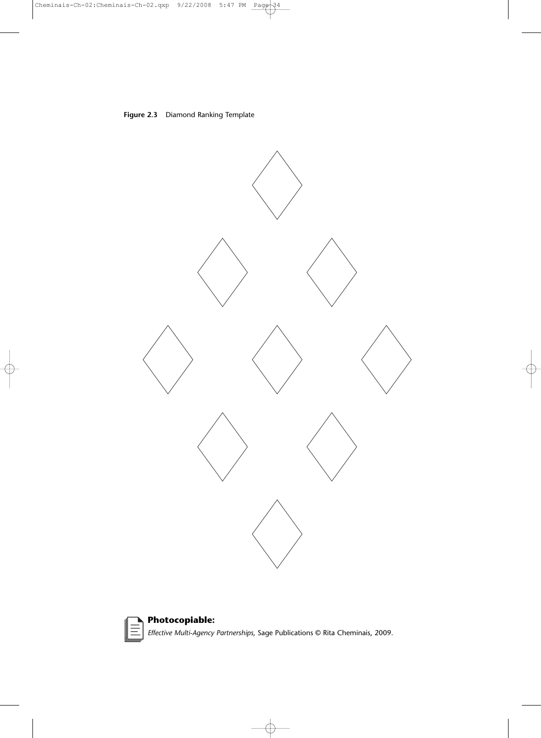**Figure 2.3** Diamond Ranking Template

**Photocopiable:**

*Effective Multi-Agency Partnerships,* Sage Publications © Rita Cheminais, 2009.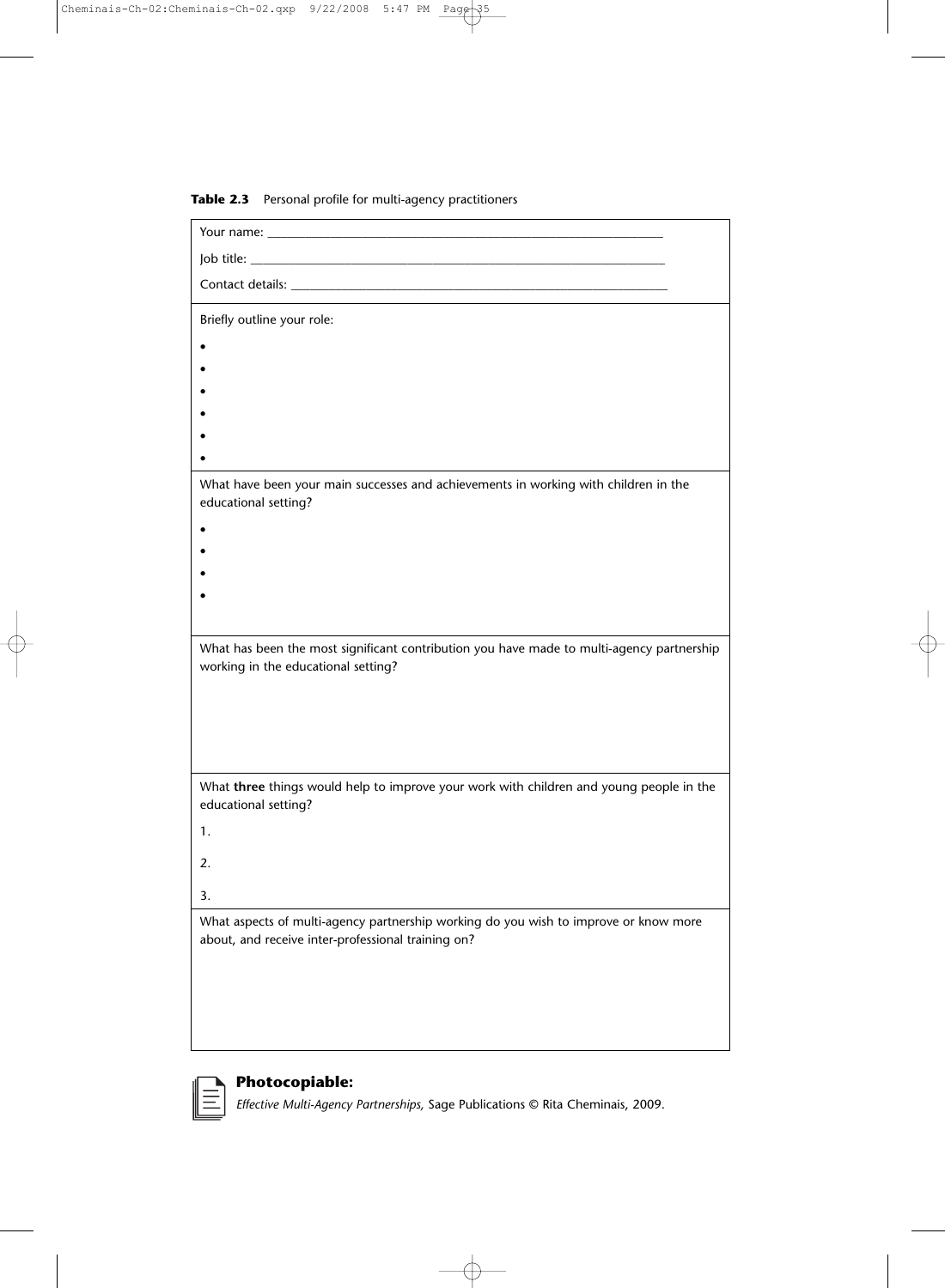**Table 2.3** Personal profile for multi-agency practitioners

Your name: ___________________________________________________________

Job title: _____________________________________________________________

Contact details: _______________________________________________________

Briefly outline your role:

- 
- 
- 
- 
- 
- 

What have been your main successes and achievements in working with children in the educational setting?

- 
- 
- 
- 

What has been the most significant contribution you have made to multi-agency partnership working in the educational setting?

What **three** things would help to improve your work with children and young people in the educational setting?

1.

2.

3.

What aspects of multi-agency partnership working do you wish to improve or know more about, and receive inter-professional training on?

**Photocopiable:**
*Effective Multi-Agency Partnerships,* Sage Publications © Rita Cheminais, 2009.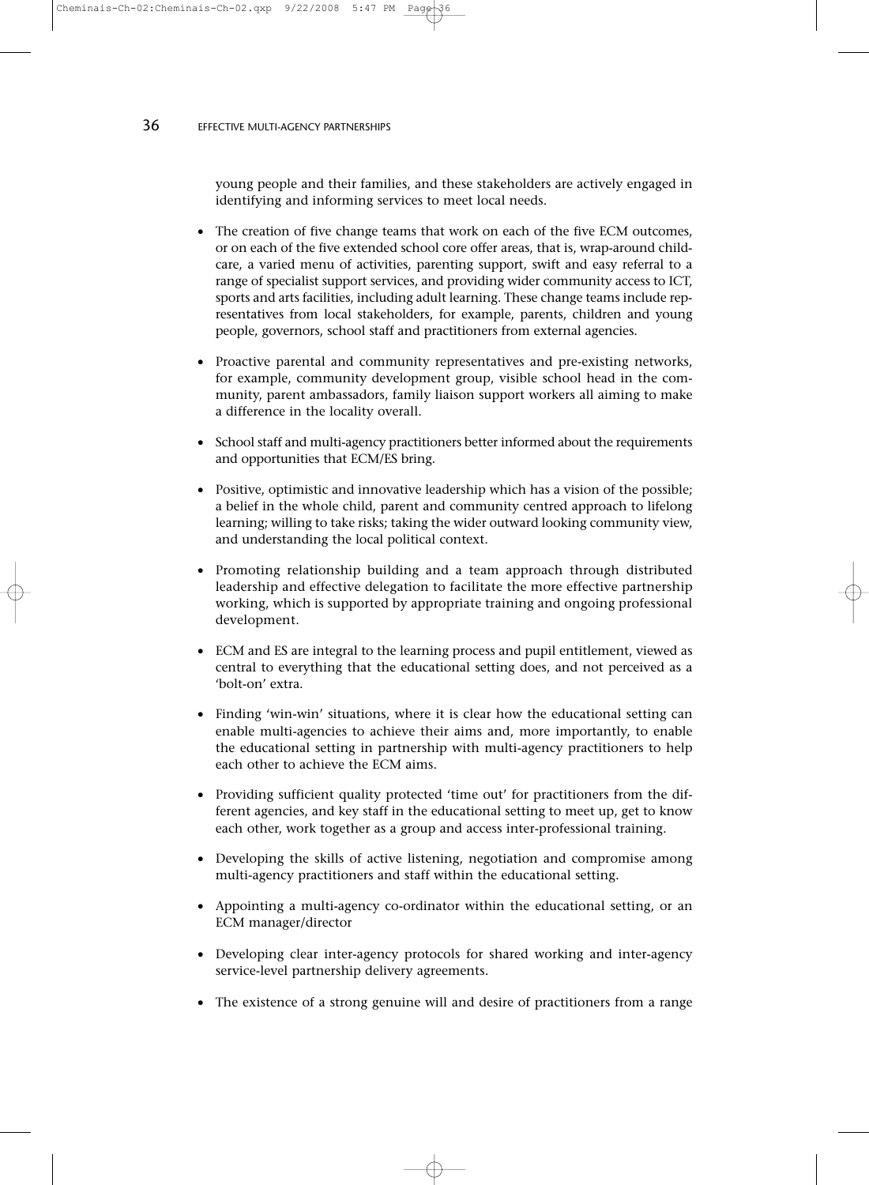young people and their families, and these stakeholders are actively engaged in identifying and informing services to meet local needs.

- The creation of five change teams that work on each of the five ECM outcomes, or on each of the five extended school core offer areas, that is, wrap-around childcare, a varied menu of activities, parenting support, swift and easy referral to a range of specialist support services, and providing wider community access to ICT, sports and arts facilities, including adult learning. These change teams include representatives from local stakeholders, for example, parents, children and young people, governors, school staff and practitioners from external agencies.
- Proactive parental and community representatives and pre-existing networks, for example, community development group, visible school head in the community, parent ambassadors, family liaison support workers all aiming to make a difference in the locality overall.
- School staff and multi-agency practitioners better informed about the requirements and opportunities that ECM/ES bring.
- Positive, optimistic and innovative leadership which has a vision of the possible; a belief in the whole child, parent and community centred approach to lifelong learning; willing to take risks; taking the wider outward looking community view, and understanding the local political context.
- Promoting relationship building and a team approach through distributed leadership and effective delegation to facilitate the more effective partnership working, which is supported by appropriate training and ongoing professional development.
- ECM and ES are integral to the learning process and pupil entitlement, viewed as central to everything that the educational setting does, and not perceived as a 'bolt-on' extra.
- Finding 'win-win' situations, where it is clear how the educational setting can enable multi-agencies to achieve their aims and, more importantly, to enable the educational setting in partnership with multi-agency practitioners to help each other to achieve the ECM aims.
- Providing sufficient quality protected 'time out' for practitioners from the different agencies, and key staff in the educational setting to meet up, get to know each other, work together as a group and access inter-professional training.
- Developing the skills of active listening, negotiation and compromise among multi-agency practitioners and staff within the educational setting.
- Appointing a multi-agency co-ordinator within the educational setting, or an ECM manager/director
- Developing clear inter-agency protocols for shared working and inter-agency service-level partnership delivery agreements.
- The existence of a strong genuine will and desire of practitioners from a range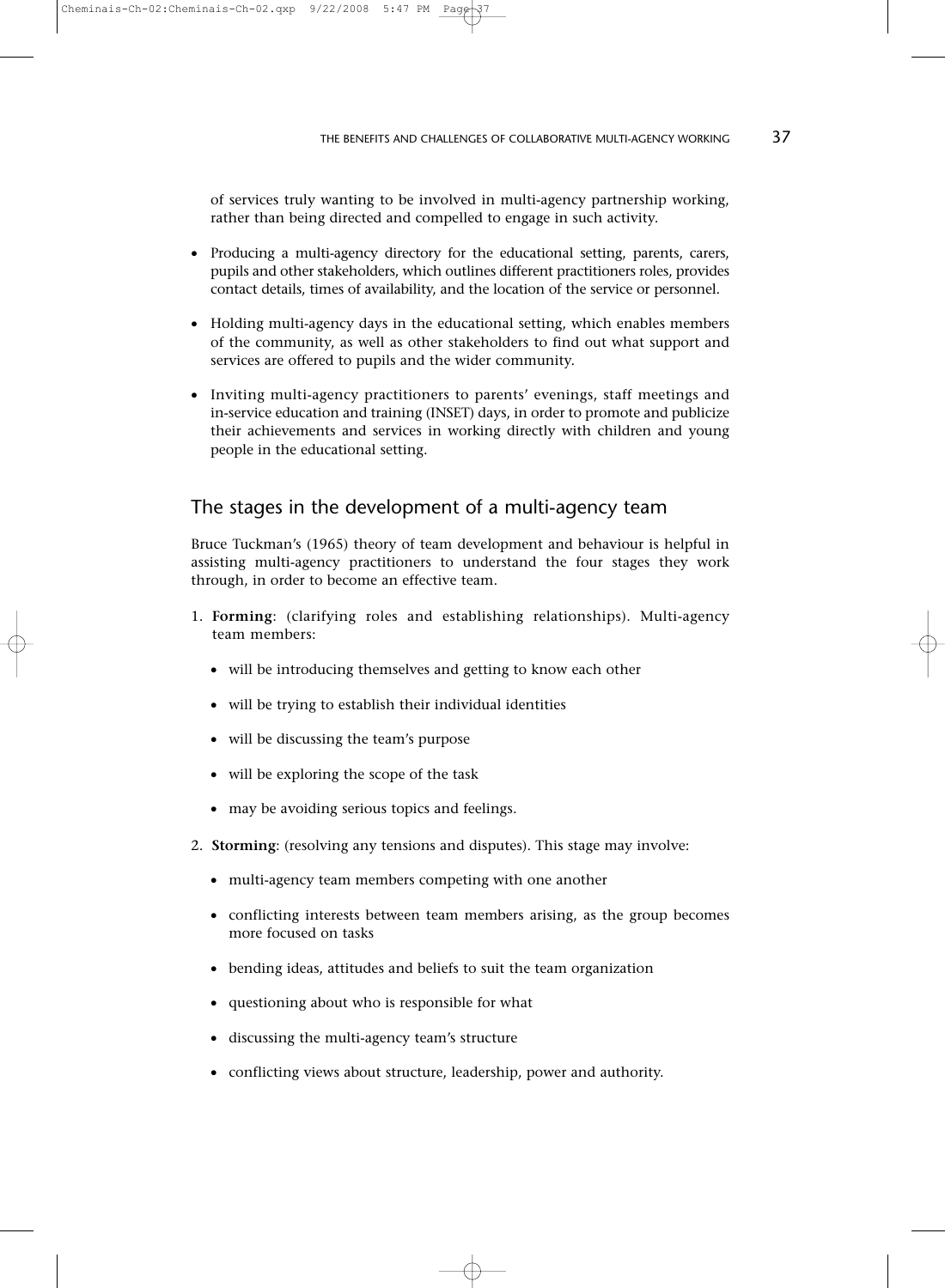of services truly wanting to be involved in multi-agency partnership working, rather than being directed and compelled to engage in such activity.

- Producing a multi-agency directory for the educational setting, parents, carers, pupils and other stakeholders, which outlines different practitioners roles, provides contact details, times of availability, and the location of the service or personnel.
- Holding multi-agency days in the educational setting, which enables members of the community, as well as other stakeholders to find out what support and services are offered to pupils and the wider community.
- Inviting multi-agency practitioners to parents' evenings, staff meetings and in-service education and training (INSET) days, in order to promote and publicize their achievements and services in working directly with children and young people in the educational setting.

## The stages in the development of a multi-agency team

Bruce Tuckman's (1965) theory of team development and behaviour is helpful in assisting multi-agency practitioners to understand the four stages they work through, in order to become an effective team.

1. **Forming**: (clarifying roles and establishing relationships). Multi-agency team members:
   - will be introducing themselves and getting to know each other
   - will be trying to establish their individual identities
   - will be discussing the team's purpose
   - will be exploring the scope of the task
   - may be avoiding serious topics and feelings.
2. **Storming**: (resolving any tensions and disputes). This stage may involve:
   - multi-agency team members competing with one another
   - conflicting interests between team members arising, as the group becomes more focused on tasks
   - bending ideas, attitudes and beliefs to suit the team organization
   - questioning about who is responsible for what
   - discussing the multi-agency team's structure
   - conflicting views about structure, leadership, power and authority.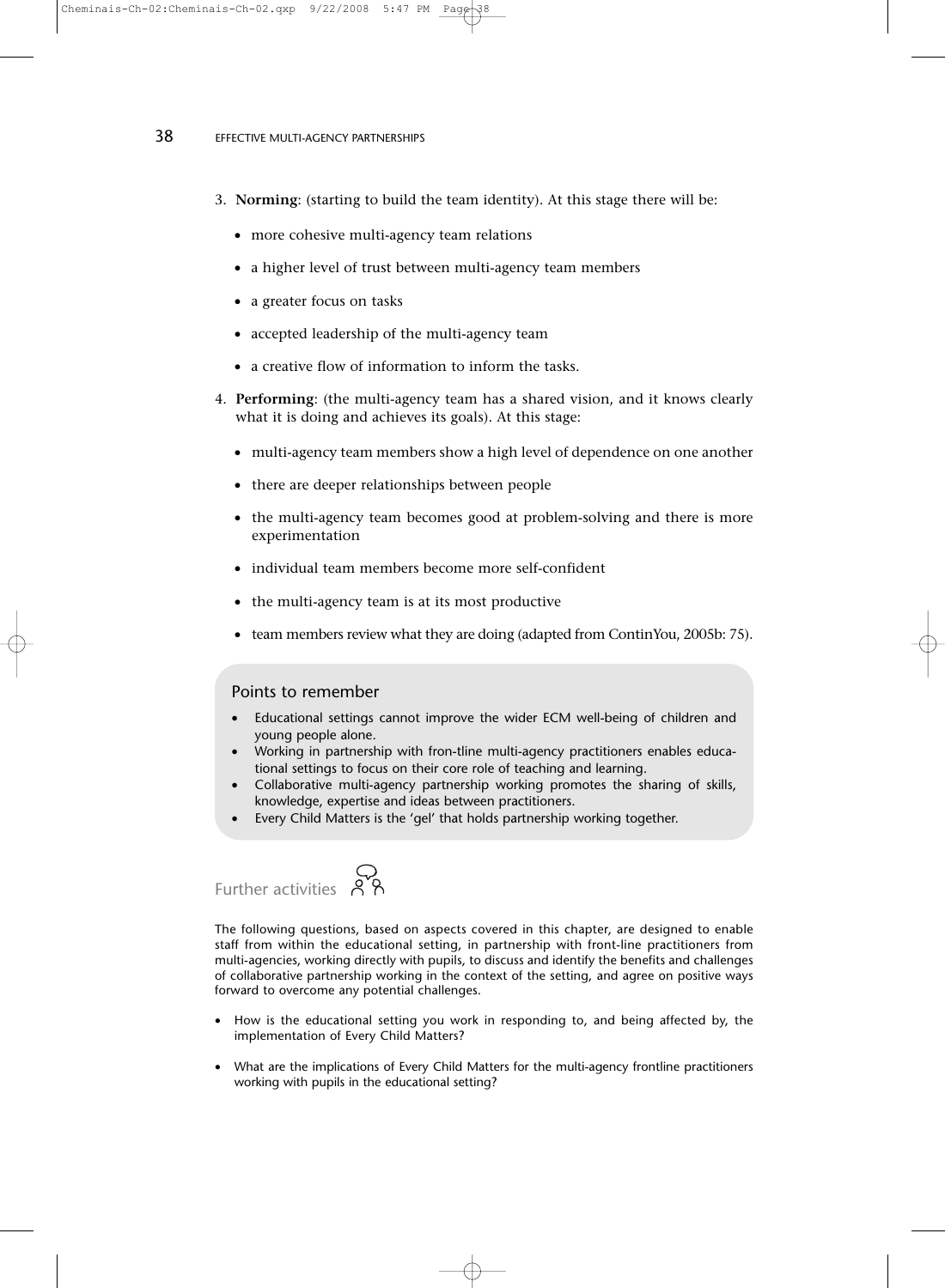3. **Norming**: (starting to build the team identity). At this stage there will be:

   - more cohesive multi-agency team relations
   - a higher level of trust between multi-agency team members
   - a greater focus on tasks
   - accepted leadership of the multi-agency team
   - a creative flow of information to inform the tasks.

4. **Performing**: (the multi-agency team has a shared vision, and it knows clearly what it is doing and achieves its goals). At this stage:

   - multi-agency team members show a high level of dependence on one another
   - there are deeper relationships between people
   - the multi-agency team becomes good at problem-solving and there is more experimentation
   - individual team members become more self-confident
   - the multi-agency team is at its most productive
   - team members review what they are doing (adapted from ContinYou, 2005b: 75).

### Points to remember

- Educational settings cannot improve the wider ECM well-being of children and young people alone.
- Working in partnership with fron-tline multi-agency practitioners enables educational settings to focus on their core role of teaching and learning.
- Collaborative multi-agency partnership working promotes the sharing of skills, knowledge, expertise and ideas between practitioners.
- Every Child Matters is the 'gel' that holds partnership working together.

## Further activities

The following questions, based on aspects covered in this chapter, are designed to enable staff from within the educational setting, in partnership with front-line practitioners from multi-agencies, working directly with pupils, to discuss and identify the benefits and challenges of collaborative partnership working in the context of the setting, and agree on positive ways forward to overcome any potential challenges.

- How is the educational setting you work in responding to, and being affected by, the implementation of Every Child Matters?
- What are the implications of Every Child Matters for the multi-agency frontline practitioners working with pupils in the educational setting?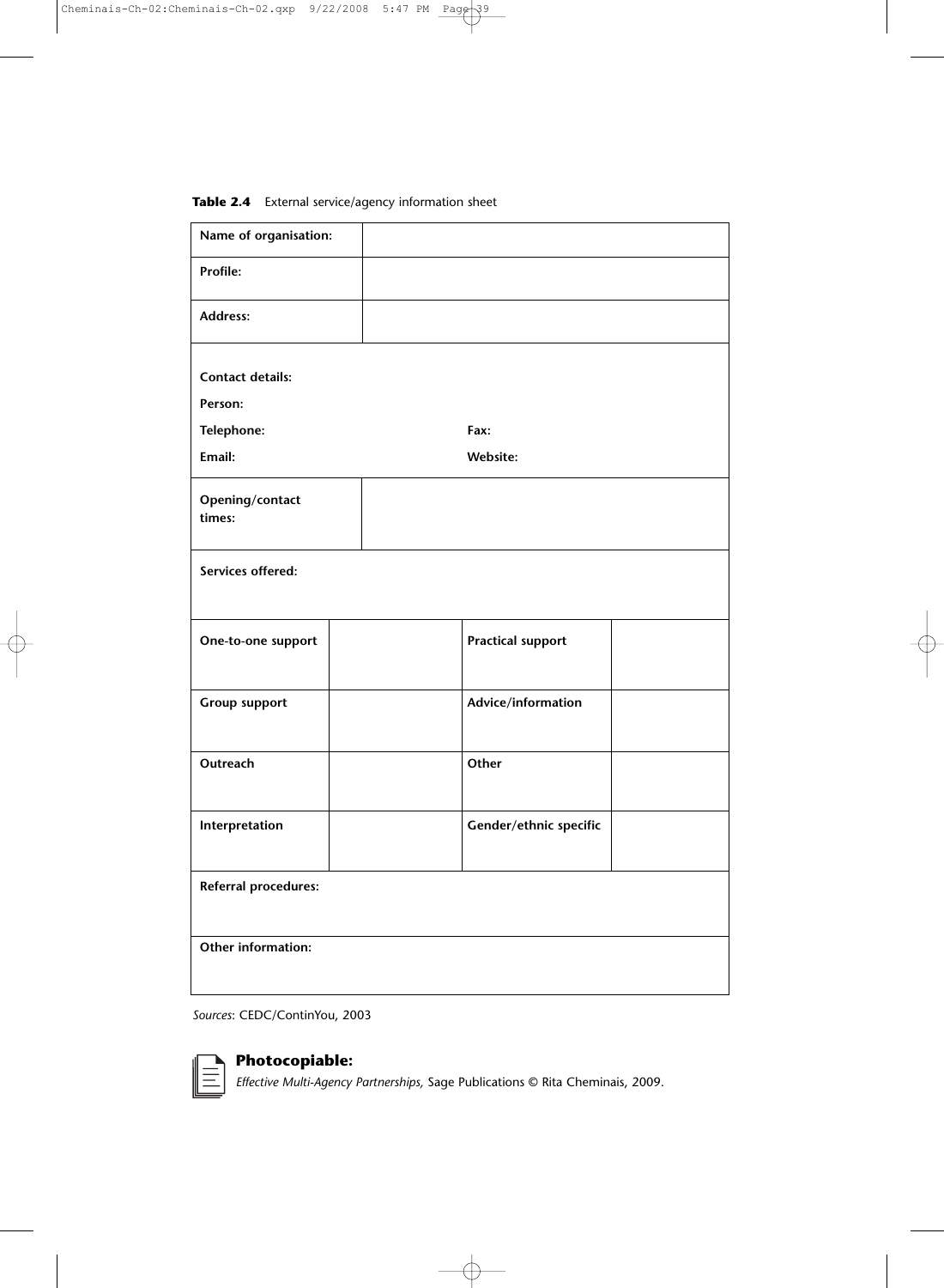**Table 2.4** External service/agency information sheet

| | | | |
|---|---|---|---|
| **Name of organisation:** | | | |
| **Profile:** | | | |
| **Address:** | | | |
| **Contact details:**<br>**Person:**<br>**Telephone:**<br>**Email:** | | **Fax:**<br>**Website:** | |
| **Opening/contact times:** | | | |
| **Services offered:** | | | |
| **One-to-one support** | | **Practical support** | |
| **Group support** | | **Advice/information** | |
| **Outreach** | | **Other** | |
| **Interpretation** | | **Gender/ethnic specific** | |
| **Referral procedures:** | | | |
| **Other information:** | | | |

*Sources*: CEDC/ContinYou, 2003

**Photocopiable:**
*Effective Multi-Agency Partnerships,* Sage Publications © Rita Cheminais, 2009.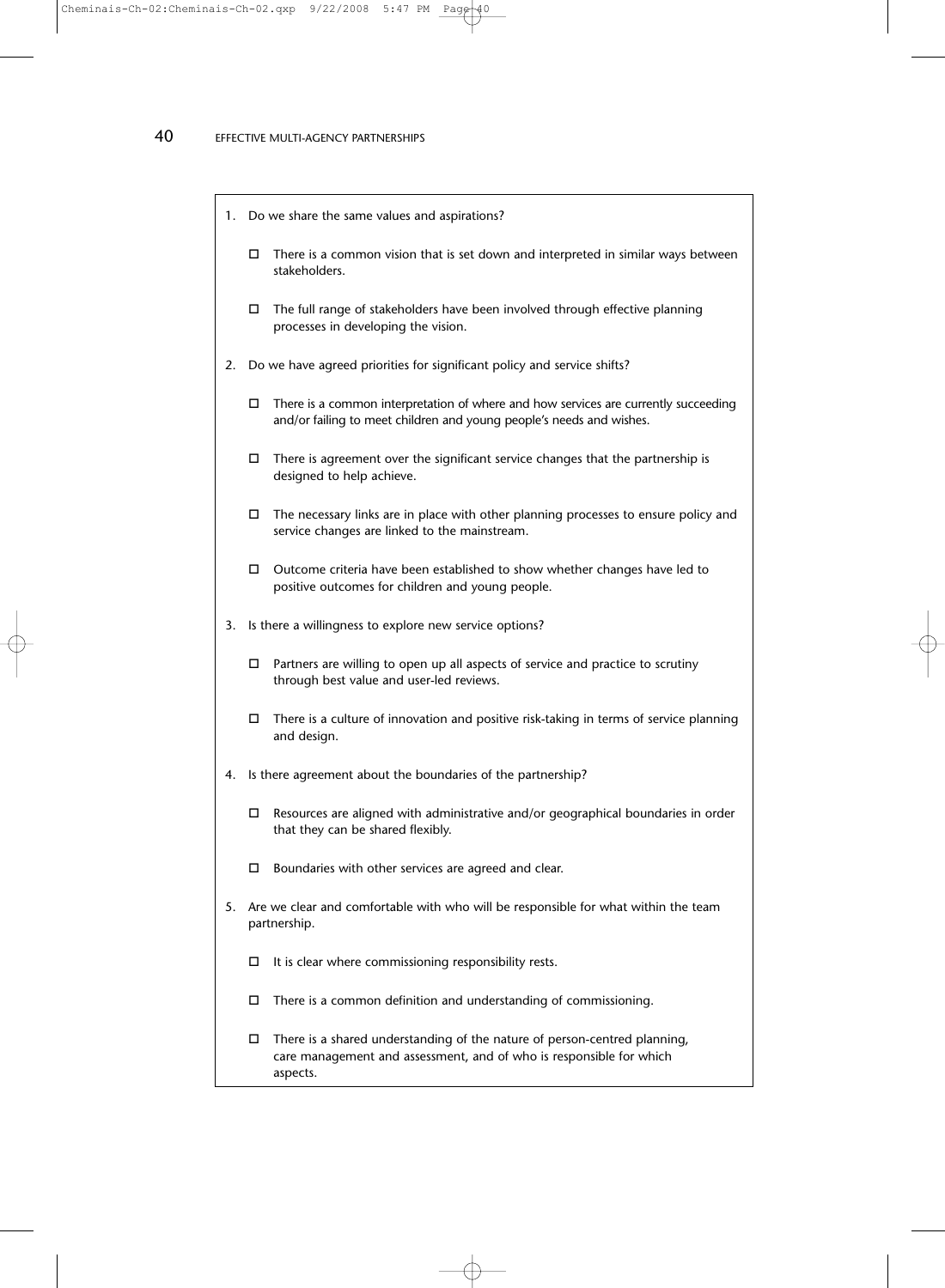1. Do we share the same values and aspirations?

   - ☐ There is a common vision that is set down and interpreted in similar ways between stakeholders.
   - ☐ The full range of stakeholders have been involved through effective planning processes in developing the vision.

2. Do we have agreed priorities for significant policy and service shifts?

   - ☐ There is a common interpretation of where and how services are currently succeeding and/or failing to meet children and young people's needs and wishes.
   - ☐ There is agreement over the significant service changes that the partnership is designed to help achieve.
   - ☐ The necessary links are in place with other planning processes to ensure policy and service changes are linked to the mainstream.
   - ☐ Outcome criteria have been established to show whether changes have led to positive outcomes for children and young people.

3. Is there a willingness to explore new service options?

   - ☐ Partners are willing to open up all aspects of service and practice to scrutiny through best value and user-led reviews.
   - ☐ There is a culture of innovation and positive risk-taking in terms of service planning and design.

4. Is there agreement about the boundaries of the partnership?

   - ☐ Resources are aligned with administrative and/or geographical boundaries in order that they can be shared flexibly.
   - ☐ Boundaries with other services are agreed and clear.

5. Are we clear and comfortable with who will be responsible for what within the team partnership.

   - ☐ It is clear where commissioning responsibility rests.
   - ☐ There is a common definition and understanding of commissioning.
   - ☐ There is a shared understanding of the nature of person-centred planning, care management and assessment, and of who is responsible for which aspects.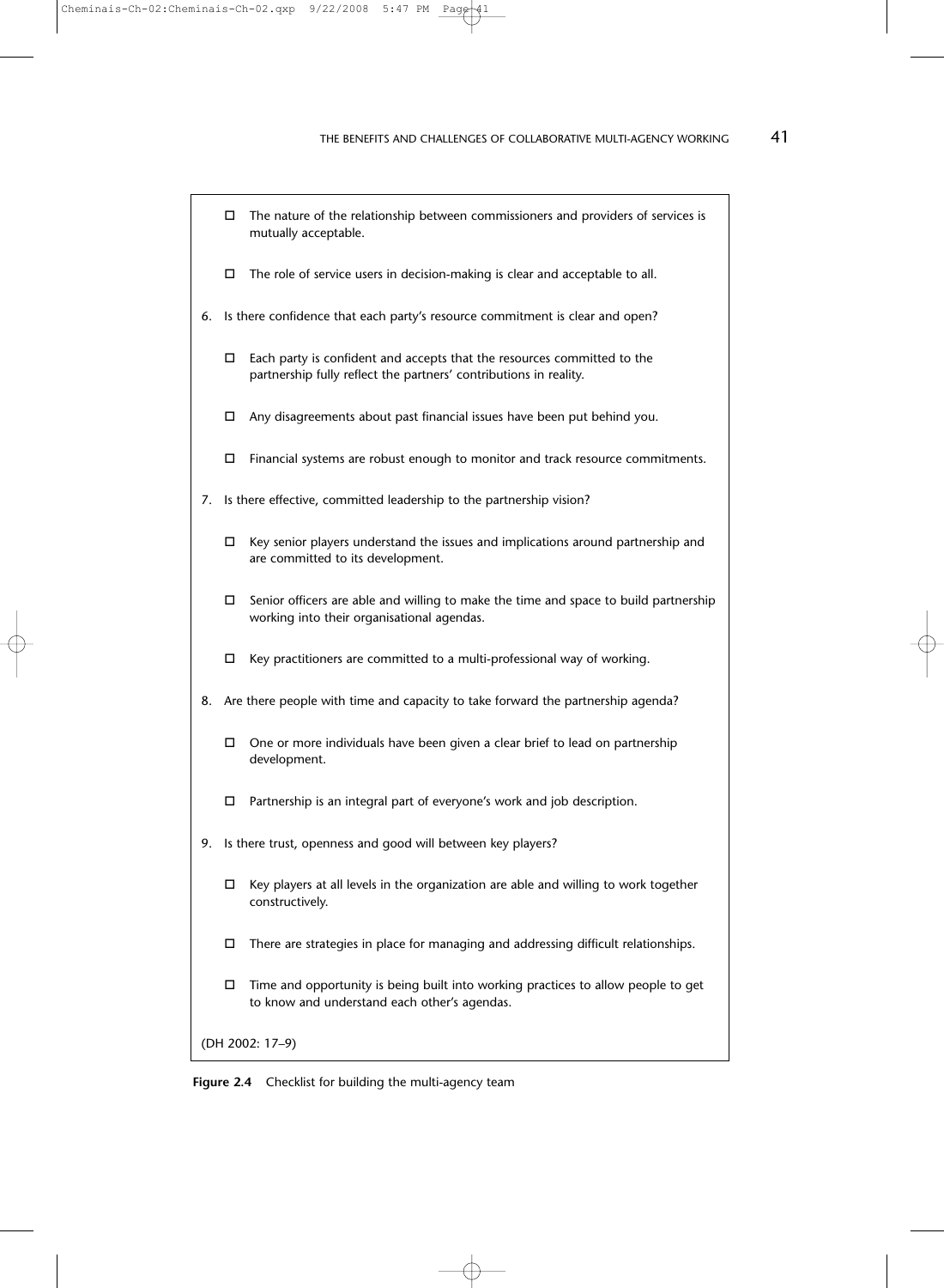- ☐ The nature of the relationship between commissioners and providers of services is mutually acceptable.
- ☐ The role of service users in decision-making is clear and acceptable to all.

6. Is there confidence that each party's resource commitment is clear and open?

   - ☐ Each party is confident and accepts that the resources committed to the partnership fully reflect the partners' contributions in reality.
   - ☐ Any disagreements about past financial issues have been put behind you.
   - ☐ Financial systems are robust enough to monitor and track resource commitments.

7. Is there effective, committed leadership to the partnership vision?

   - ☐ Key senior players understand the issues and implications around partnership and are committed to its development.
   - ☐ Senior officers are able and willing to make the time and space to build partnership working into their organisational agendas.
   - ☐ Key practitioners are committed to a multi-professional way of working.

8. Are there people with time and capacity to take forward the partnership agenda?

   - ☐ One or more individuals have been given a clear brief to lead on partnership development.
   - ☐ Partnership is an integral part of everyone's work and job description.

9. Is there trust, openness and good will between key players?

   - ☐ Key players at all levels in the organization are able and willing to work together constructively.
   - ☐ There are strategies in place for managing and addressing difficult relationships.
   - ☐ Time and opportunity is being built into working practices to allow people to get to know and understand each other's agendas.

(DH 2002: 17–9)

**Figure 2.4** Checklist for building the multi-agency team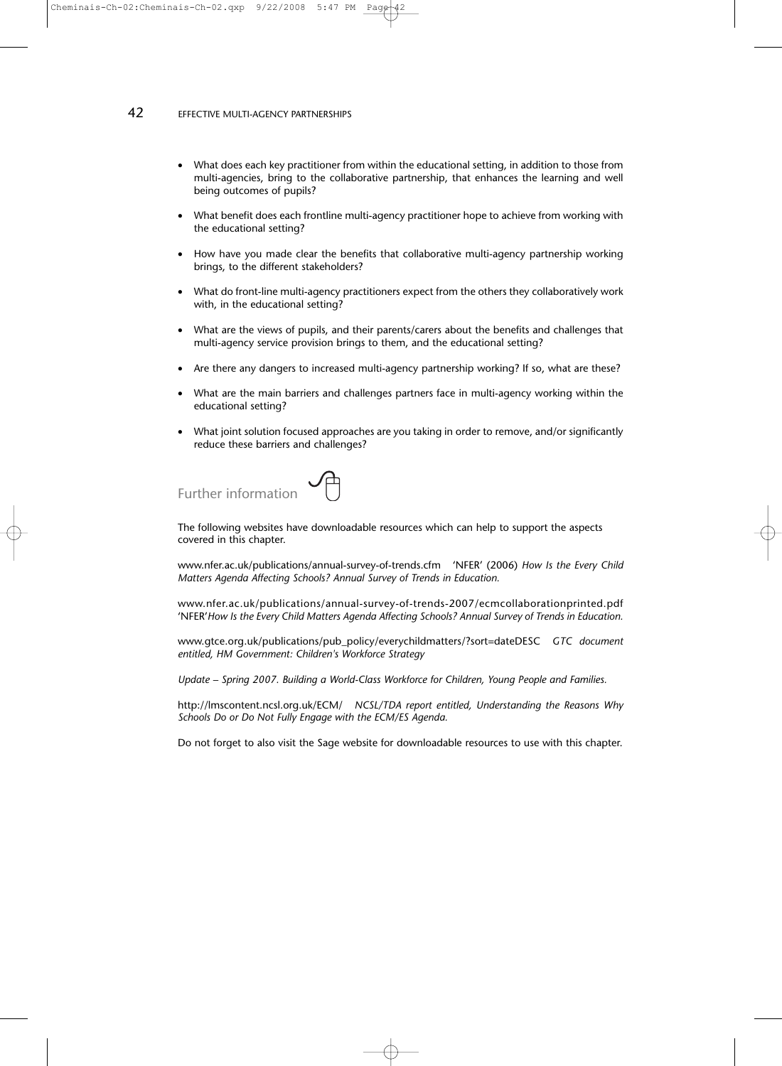- What does each key practitioner from within the educational setting, in addition to those from multi-agencies, bring to the collaborative partnership, that enhances the learning and well being outcomes of pupils?
- What benefit does each frontline multi-agency practitioner hope to achieve from working with the educational setting?
- How have you made clear the benefits that collaborative multi-agency partnership working brings, to the different stakeholders?
- What do front-line multi-agency practitioners expect from the others they collaboratively work with, in the educational setting?
- What are the views of pupils, and their parents/carers about the benefits and challenges that multi-agency service provision brings to them, and the educational setting?
- Are there any dangers to increased multi-agency partnership working? If so, what are these?
- What are the main barriers and challenges partners face in multi-agency working within the educational setting?
- What joint solution focused approaches are you taking in order to remove, and/or significantly reduce these barriers and challenges?

## Further information

The following websites have downloadable resources which can help to support the aspects covered in this chapter.

www.nfer.ac.uk/publications/annual-survey-of-trends.cfm 'NFER' (2006) *How Is the Every Child Matters Agenda Affecting Schools? Annual Survey of Trends in Education.*

www.nfer.ac.uk/publications/annual-survey-of-trends-2007/ecmcollaborationprinted.pdf 'NFER'*How Is the Every Child Matters Agenda Affecting Schools? Annual Survey of Trends in Education.*

www.gtce.org.uk/publications/pub_policy/everychildmatters/?sort=dateDESC *GTC document entitled, HM Government: Children's Workforce Strategy*

*Update – Spring 2007. Building a World-Class Workforce for Children, Young People and Families.*

http://lmscontent.ncsl.org.uk/ECM/ *NCSL/TDA report entitled, Understanding the Reasons Why Schools Do or Do Not Fully Engage with the ECM/ES Agenda.*

Do not forget to also visit the Sage website for downloadable resources to use with this chapter.